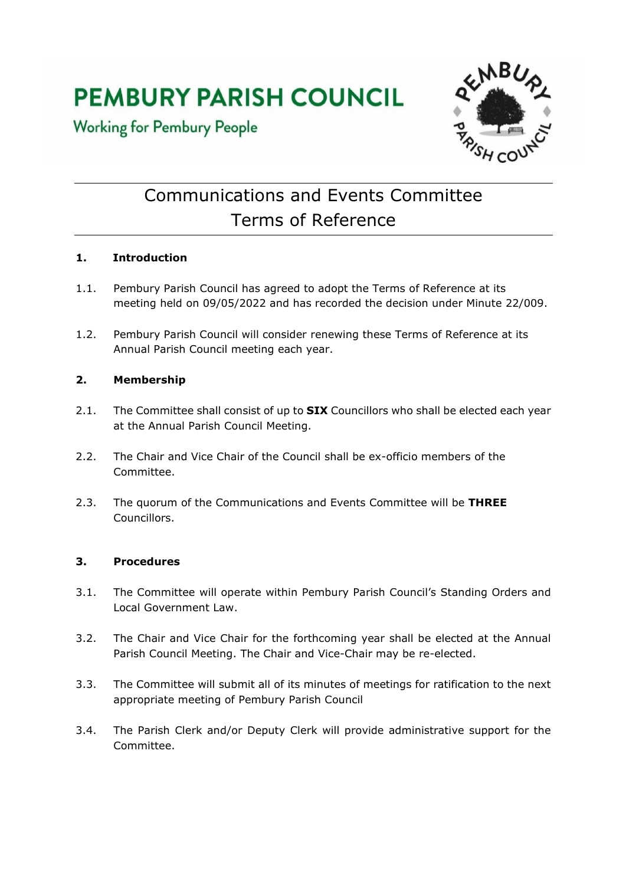# PEMBURY PARISH COUNCIL

Working for Pembury People

## Communications and Events Committee
## Terms of Reference

### 1. Introduction

1.1. Pembury Parish Council has agreed to adopt the Terms of Reference at its meeting held on 09/05/2022 and has recorded the decision under Minute 22/009.

1.2. Pembury Parish Council will consider renewing these Terms of Reference at its Annual Parish Council meeting each year.

### 2. Membership

2.1. The Committee shall consist of up to **SIX** Councillors who shall be elected each year at the Annual Parish Council Meeting.

2.2. The Chair and Vice Chair of the Council shall be ex-officio members of the Committee.

2.3. The quorum of the Communications and Events Committee will be **THREE** Councillors.

### 3. Procedures

3.1. The Committee will operate within Pembury Parish Council's Standing Orders and Local Government Law.

3.2. The Chair and Vice Chair for the forthcoming year shall be elected at the Annual Parish Council Meeting. The Chair and Vice-Chair may be re-elected.

3.3. The Committee will submit all of its minutes of meetings for ratification to the next appropriate meeting of Pembury Parish Council

3.4. The Parish Clerk and/or Deputy Clerk will provide administrative support for the Committee.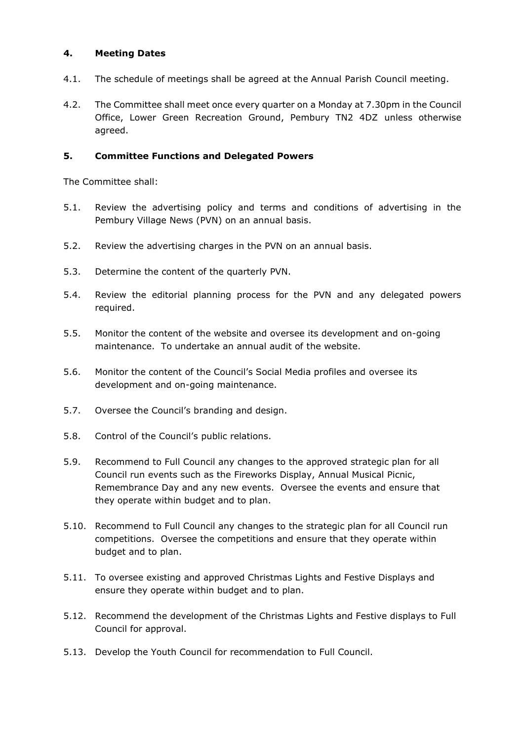## 4. Meeting Dates

4.1. The schedule of meetings shall be agreed at the Annual Parish Council meeting.

4.2. The Committee shall meet once every quarter on a Monday at 7.30pm in the Council Office, Lower Green Recreation Ground, Pembury TN2 4DZ unless otherwise agreed.

## 5. Committee Functions and Delegated Powers

The Committee shall:

5.1. Review the advertising policy and terms and conditions of advertising in the Pembury Village News (PVN) on an annual basis.

5.2. Review the advertising charges in the PVN on an annual basis.

5.3. Determine the content of the quarterly PVN.

5.4. Review the editorial planning process for the PVN and any delegated powers required.

5.5. Monitor the content of the website and oversee its development and on-going maintenance. To undertake an annual audit of the website.

5.6. Monitor the content of the Council's Social Media profiles and oversee its development and on-going maintenance.

5.7. Oversee the Council's branding and design.

5.8. Control of the Council's public relations.

5.9. Recommend to Full Council any changes to the approved strategic plan for all Council run events such as the Fireworks Display, Annual Musical Picnic, Remembrance Day and any new events. Oversee the events and ensure that they operate within budget and to plan.

5.10. Recommend to Full Council any changes to the strategic plan for all Council run competitions. Oversee the competitions and ensure that they operate within budget and to plan.

5.11. To oversee existing and approved Christmas Lights and Festive Displays and ensure they operate within budget and to plan.

5.12. Recommend the development of the Christmas Lights and Festive displays to Full Council for approval.

5.13. Develop the Youth Council for recommendation to Full Council.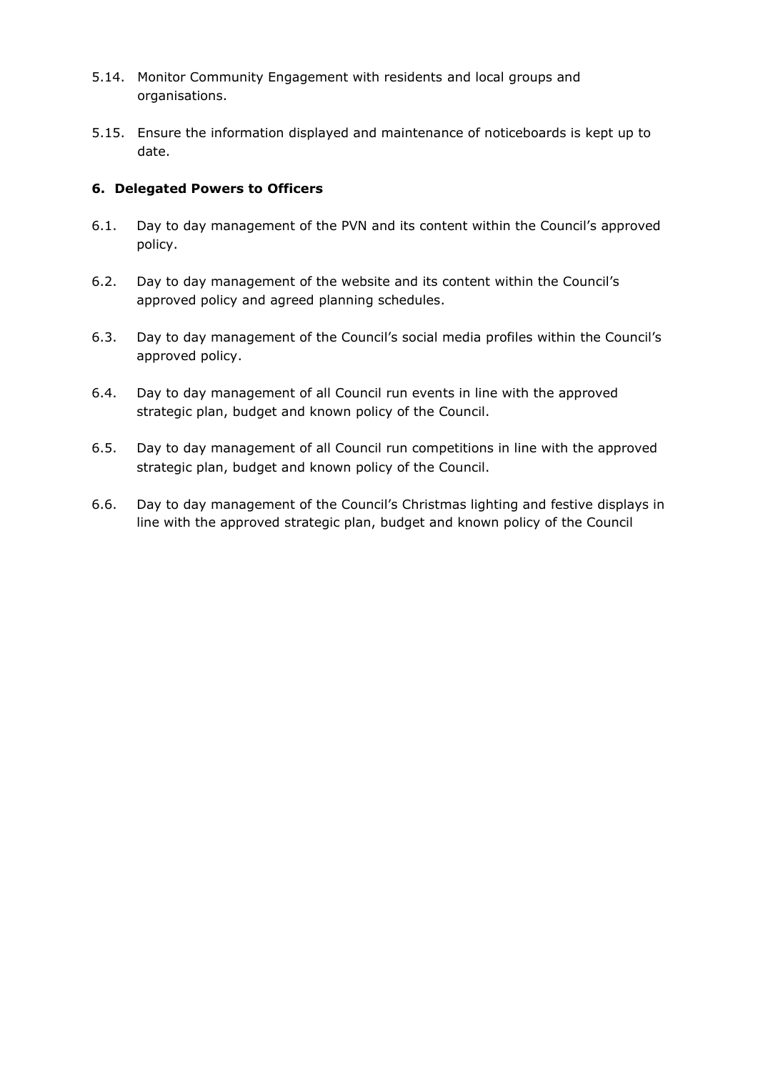5.14. Monitor Community Engagement with residents and local groups and organisations.

5.15. Ensure the information displayed and maintenance of noticeboards is kept up to date.

## 6. Delegated Powers to Officers

6.1. Day to day management of the PVN and its content within the Council's approved policy.

6.2. Day to day management of the website and its content within the Council's approved policy and agreed planning schedules.

6.3. Day to day management of the Council's social media profiles within the Council's approved policy.

6.4. Day to day management of all Council run events in line with the approved strategic plan, budget and known policy of the Council.

6.5. Day to day management of all Council run competitions in line with the approved strategic plan, budget and known policy of the Council.

6.6. Day to day management of the Council's Christmas lighting and festive displays in line with the approved strategic plan, budget and known policy of the Council